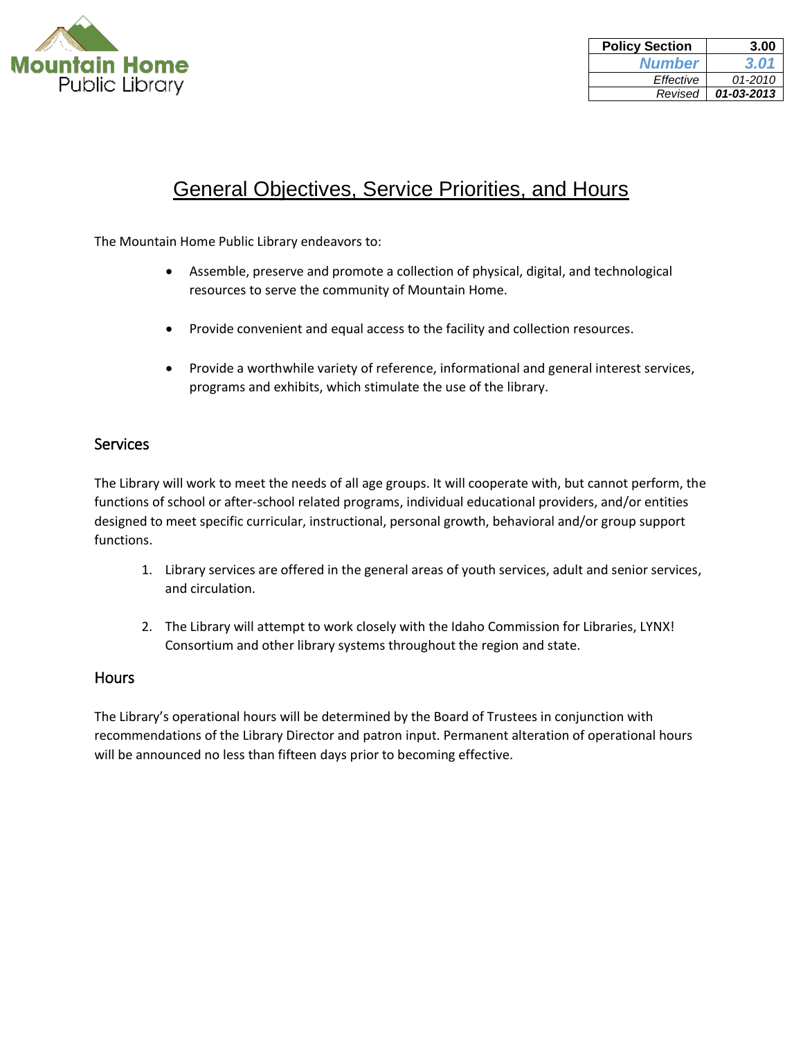Mountain Home Public Library

| Policy Section | 3.00 |
|---|---|
| *Number* | *3.01* |
| *Effective* | *01-2010* |
| *Revised* | ***01-03-2013*** |

# General Objectives, Service Priorities, and Hours

The Mountain Home Public Library endeavors to:

- Assemble, preserve and promote a collection of physical, digital, and technological resources to serve the community of Mountain Home.
- Provide convenient and equal access to the facility and collection resources.
- Provide a worthwhile variety of reference, informational and general interest services, programs and exhibits, which stimulate the use of the library.

## Services

The Library will work to meet the needs of all age groups. It will cooperate with, but cannot perform, the functions of school or after-school related programs, individual educational providers, and/or entities designed to meet specific curricular, instructional, personal growth, behavioral and/or group support functions.

1. Library services are offered in the general areas of youth services, adult and senior services, and circulation.
2. The Library will attempt to work closely with the Idaho Commission for Libraries, LYNX! Consortium and other library systems throughout the region and state.

## Hours

The Library's operational hours will be determined by the Board of Trustees in conjunction with recommendations of the Library Director and patron input. Permanent alteration of operational hours will be announced no less than fifteen days prior to becoming effective.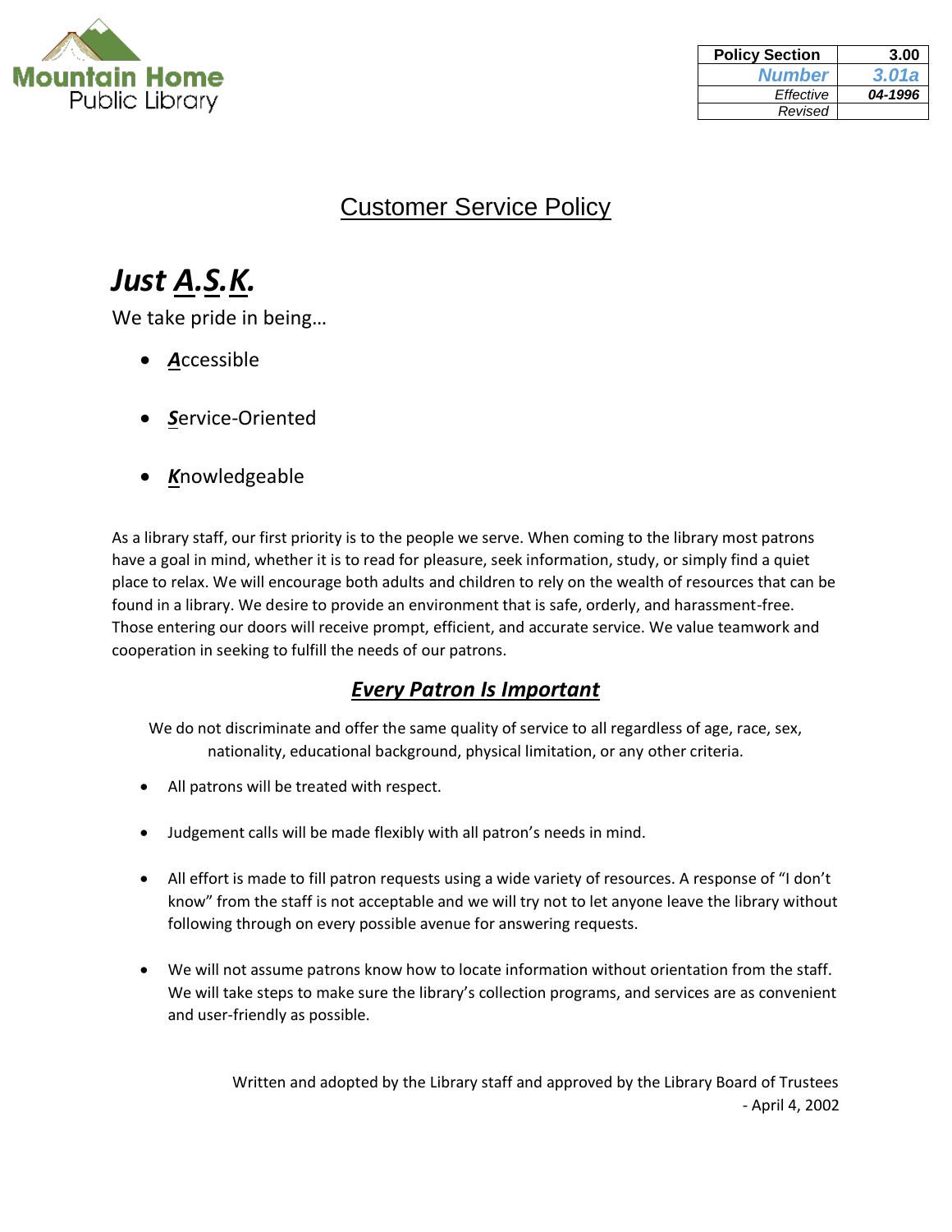Mountain Home
Public Library

| Policy Section | 3.00 |
|---|---|
| Number | 3.01a |
| Effective | 04-1996 |
| Revised | |

# Customer Service Policy

## *Just A.S.K.*

We take pride in being…

- ***A**ccessible*
- ***S**ervice-Oriented*
- ***K**nowledgeable*

As a library staff, our first priority is to the people we serve. When coming to the library most patrons have a goal in mind, whether it is to read for pleasure, seek information, study, or simply find a quiet place to relax. We will encourage both adults and children to rely on the wealth of resources that can be found in a library. We desire to provide an environment that is safe, orderly, and harassment-free. Those entering our doors will receive prompt, efficient, and accurate service. We value teamwork and cooperation in seeking to fulfill the needs of our patrons.

### ***Every Patron Is Important***

We do not discriminate and offer the same quality of service to all regardless of age, race, sex, nationality, educational background, physical limitation, or any other criteria.

- All patrons will be treated with respect.
- Judgement calls will be made flexibly with all patron's needs in mind.
- All effort is made to fill patron requests using a wide variety of resources. A response of "I don't know" from the staff is not acceptable and we will try not to let anyone leave the library without following through on every possible avenue for answering requests.
- We will not assume patrons know how to locate information without orientation from the staff. We will take steps to make sure the library's collection programs, and services are as convenient and user-friendly as possible.

Written and adopted by the Library staff and approved by the Library Board of Trustees - April 4, 2002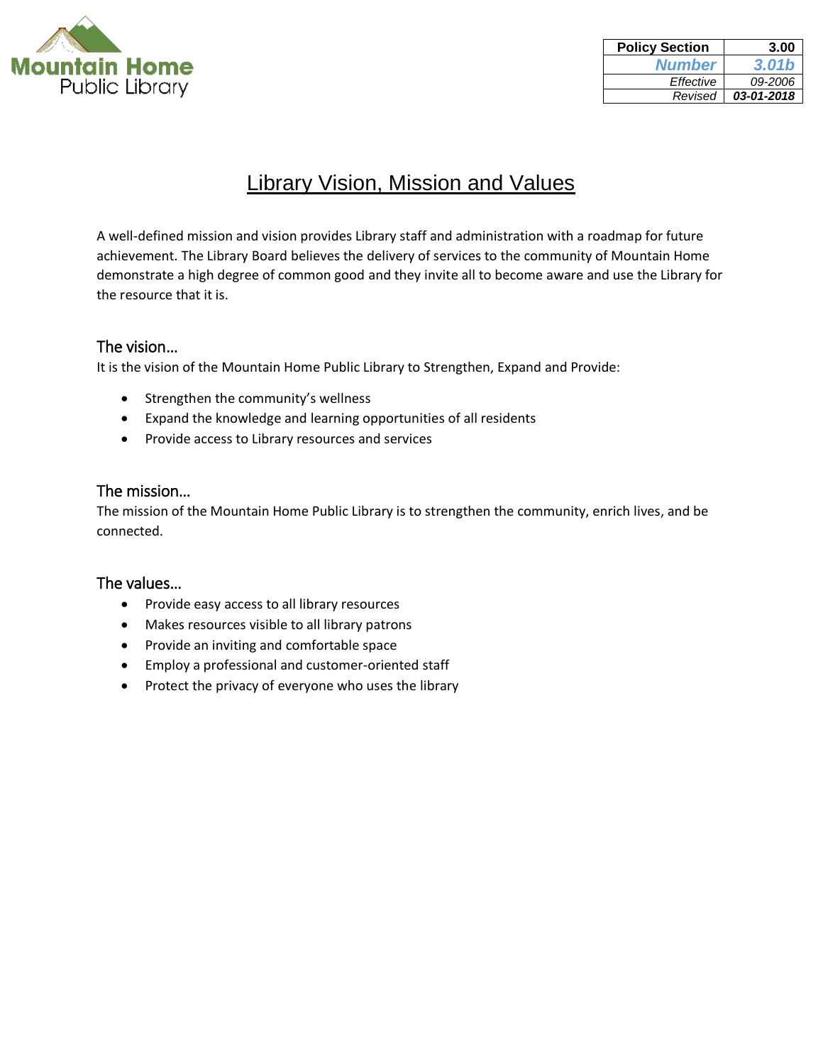Mountain Home Public Library

| Policy Section | 3.00 |
| --- | --- |
| Number | 3.01b |
| Effective | 09-2006 |
| Revised | 03-01-2018 |

# Library Vision, Mission and Values

A well-defined mission and vision provides Library staff and administration with a roadmap for future achievement. The Library Board believes the delivery of services to the community of Mountain Home demonstrate a high degree of common good and they invite all to become aware and use the Library for the resource that it is.

## The vision…

It is the vision of the Mountain Home Public Library to Strengthen, Expand and Provide:

- Strengthen the community's wellness
- Expand the knowledge and learning opportunities of all residents
- Provide access to Library resources and services

## The mission…

The mission of the Mountain Home Public Library is to strengthen the community, enrich lives, and be connected.

## The values…

- Provide easy access to all library resources
- Makes resources visible to all library patrons
- Provide an inviting and comfortable space
- Employ a professional and customer-oriented staff
- Protect the privacy of everyone who uses the library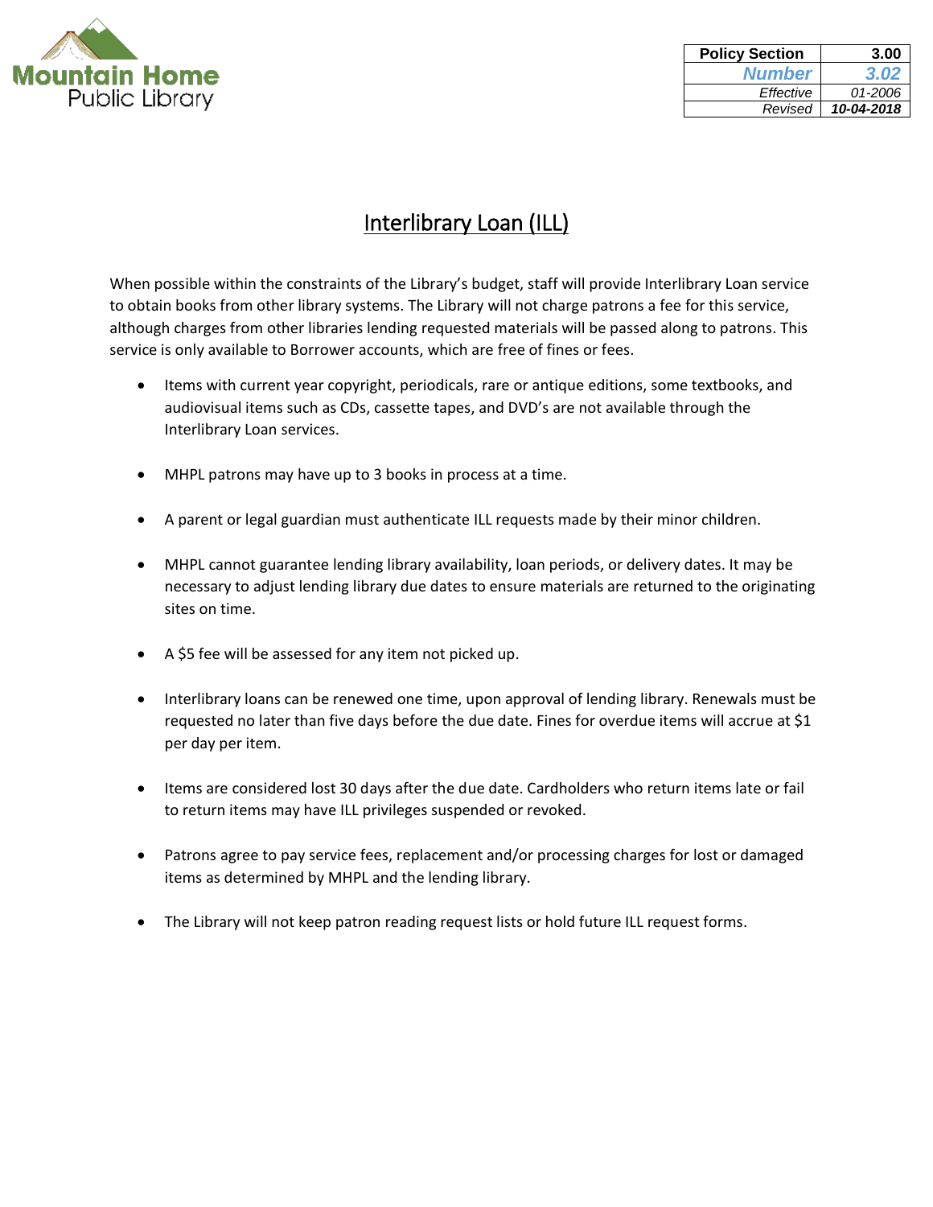Mountain Home Public Library

| Policy Section | 3.00 |
| --- | --- |
| ***Number*** | ***3.02*** |
| *Effective* | *01-2006* |
| *Revised* | ***10-04-2018*** |

# Interlibrary Loan (ILL)

When possible within the constraints of the Library's budget, staff will provide Interlibrary Loan service to obtain books from other library systems. The Library will not charge patrons a fee for this service, although charges from other libraries lending requested materials will be passed along to patrons. This service is only available to Borrower accounts, which are free of fines or fees.

- Items with current year copyright, periodicals, rare or antique editions, some textbooks, and audiovisual items such as CDs, cassette tapes, and DVD's are not available through the Interlibrary Loan services.
- MHPL patrons may have up to 3 books in process at a time.
- A parent or legal guardian must authenticate ILL requests made by their minor children.
- MHPL cannot guarantee lending library availability, loan periods, or delivery dates. It may be necessary to adjust lending library due dates to ensure materials are returned to the originating sites on time.
- A $5 fee will be assessed for any item not picked up.
- Interlibrary loans can be renewed one time, upon approval of lending library. Renewals must be requested no later than five days before the due date. Fines for overdue items will accrue at $1 per day per item.
- Items are considered lost 30 days after the due date. Cardholders who return items late or fail to return items may have ILL privileges suspended or revoked.
- Patrons agree to pay service fees, replacement and/or processing charges for lost or damaged items as determined by MHPL and the lending library.
- The Library will not keep patron reading request lists or hold future ILL request forms.